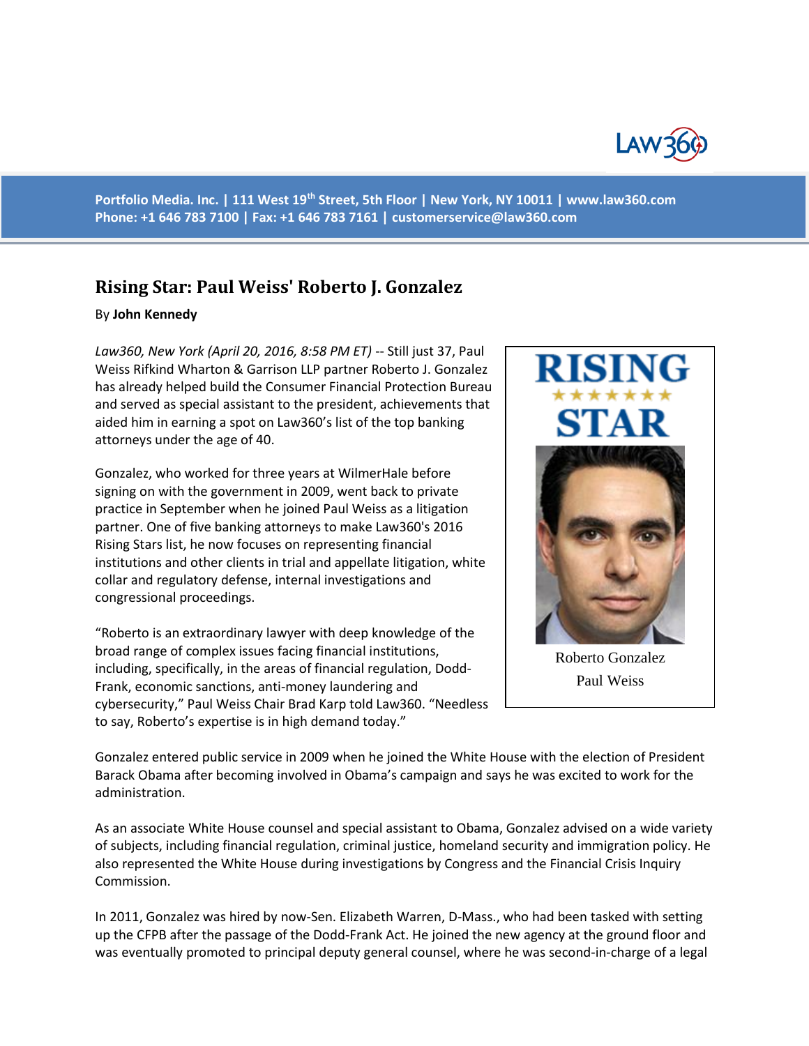Portfolio Media. Inc. | 111 West 19th Street, 5th Floor | New York, NY 10011 | www.law360.com
Phone: +1 646 783 7100 | Fax: +1 646 783 7161 | customerservice@law360.com

# Rising Star: Paul Weiss' Roberto J. Gonzalez

By **John Kennedy**

*Law360, New York (April 20, 2016, 8:58 PM ET)* -- Still just 37, Paul Weiss Rifkind Wharton & Garrison LLP partner Roberto J. Gonzalez has already helped build the Consumer Financial Protection Bureau and served as special assistant to the president, achievements that aided him in earning a spot on Law360's list of the top banking attorneys under the age of 40.

Gonzalez, who worked for three years at WilmerHale before signing on with the government in 2009, went back to private practice in September when he joined Paul Weiss as a litigation partner. One of five banking attorneys to make Law360's 2016 Rising Stars list, he now focuses on representing financial institutions and other clients in trial and appellate litigation, white collar and regulatory defense, internal investigations and congressional proceedings.

RISING STAR

Roberto Gonzalez
Paul Weiss

"Roberto is an extraordinary lawyer with deep knowledge of the broad range of complex issues facing financial institutions, including, specifically, in the areas of financial regulation, Dodd-Frank, economic sanctions, anti-money laundering and cybersecurity," Paul Weiss Chair Brad Karp told Law360. "Needless to say, Roberto's expertise is in high demand today."

Gonzalez entered public service in 2009 when he joined the White House with the election of President Barack Obama after becoming involved in Obama's campaign and says he was excited to work for the administration.

As an associate White House counsel and special assistant to Obama, Gonzalez advised on a wide variety of subjects, including financial regulation, criminal justice, homeland security and immigration policy. He also represented the White House during investigations by Congress and the Financial Crisis Inquiry Commission.

In 2011, Gonzalez was hired by now-Sen. Elizabeth Warren, D-Mass., who had been tasked with setting up the CFPB after the passage of the Dodd-Frank Act. He joined the new agency at the ground floor and was eventually promoted to principal deputy general counsel, where he was second-in-charge of a legal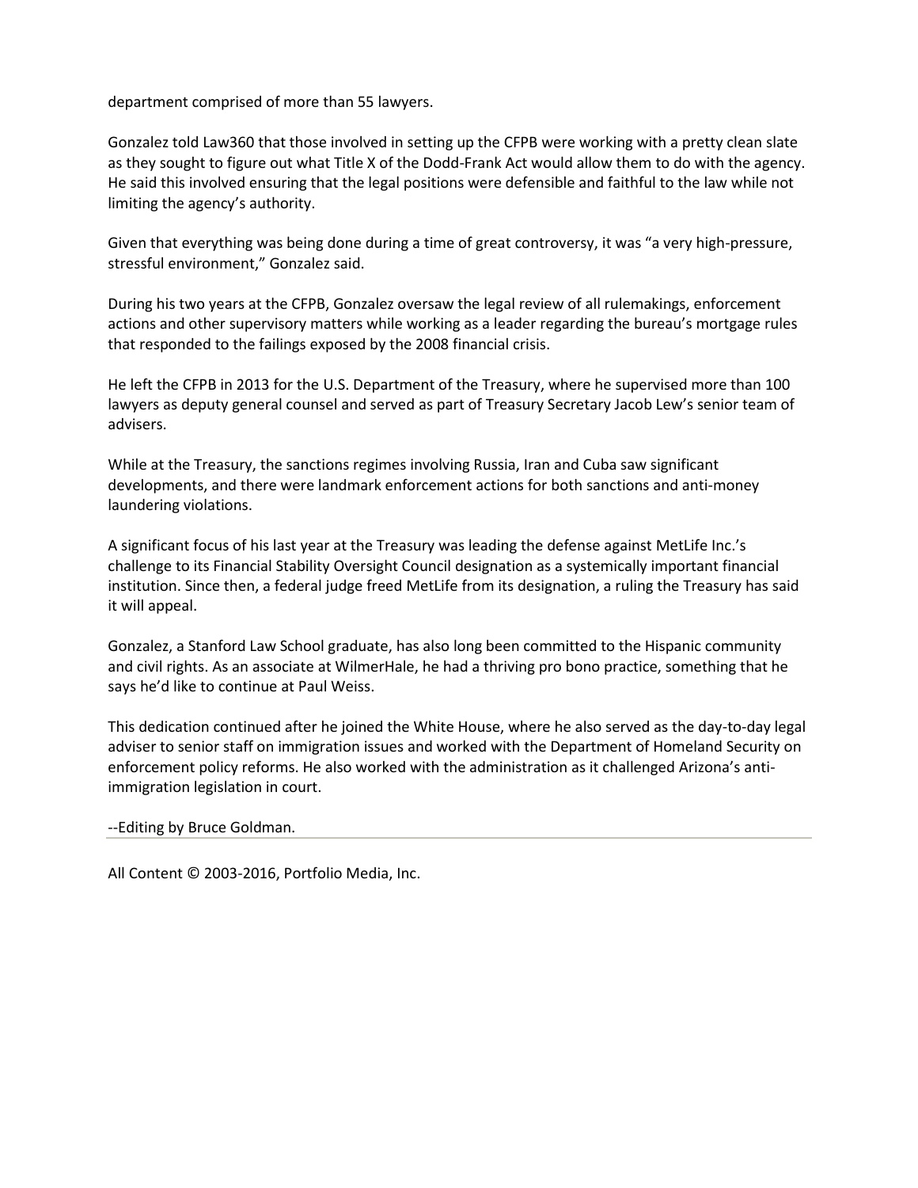department comprised of more than 55 lawyers.

Gonzalez told Law360 that those involved in setting up the CFPB were working with a pretty clean slate as they sought to figure out what Title X of the Dodd-Frank Act would allow them to do with the agency. He said this involved ensuring that the legal positions were defensible and faithful to the law while not limiting the agency's authority.

Given that everything was being done during a time of great controversy, it was "a very high-pressure, stressful environment," Gonzalez said.

During his two years at the CFPB, Gonzalez oversaw the legal review of all rulemakings, enforcement actions and other supervisory matters while working as a leader regarding the bureau's mortgage rules that responded to the failings exposed by the 2008 financial crisis.

He left the CFPB in 2013 for the U.S. Department of the Treasury, where he supervised more than 100 lawyers as deputy general counsel and served as part of Treasury Secretary Jacob Lew's senior team of advisers.

While at the Treasury, the sanctions regimes involving Russia, Iran and Cuba saw significant developments, and there were landmark enforcement actions for both sanctions and anti-money laundering violations.

A significant focus of his last year at the Treasury was leading the defense against MetLife Inc.'s challenge to its Financial Stability Oversight Council designation as a systemically important financial institution. Since then, a federal judge freed MetLife from its designation, a ruling the Treasury has said it will appeal.

Gonzalez, a Stanford Law School graduate, has also long been committed to the Hispanic community and civil rights. As an associate at WilmerHale, he had a thriving pro bono practice, something that he says he'd like to continue at Paul Weiss.

This dedication continued after he joined the White House, where he also served as the day-to-day legal adviser to senior staff on immigration issues and worked with the Department of Homeland Security on enforcement policy reforms. He also worked with the administration as it challenged Arizona's anti-immigration legislation in court.

--Editing by Bruce Goldman.

All Content © 2003-2016, Portfolio Media, Inc.